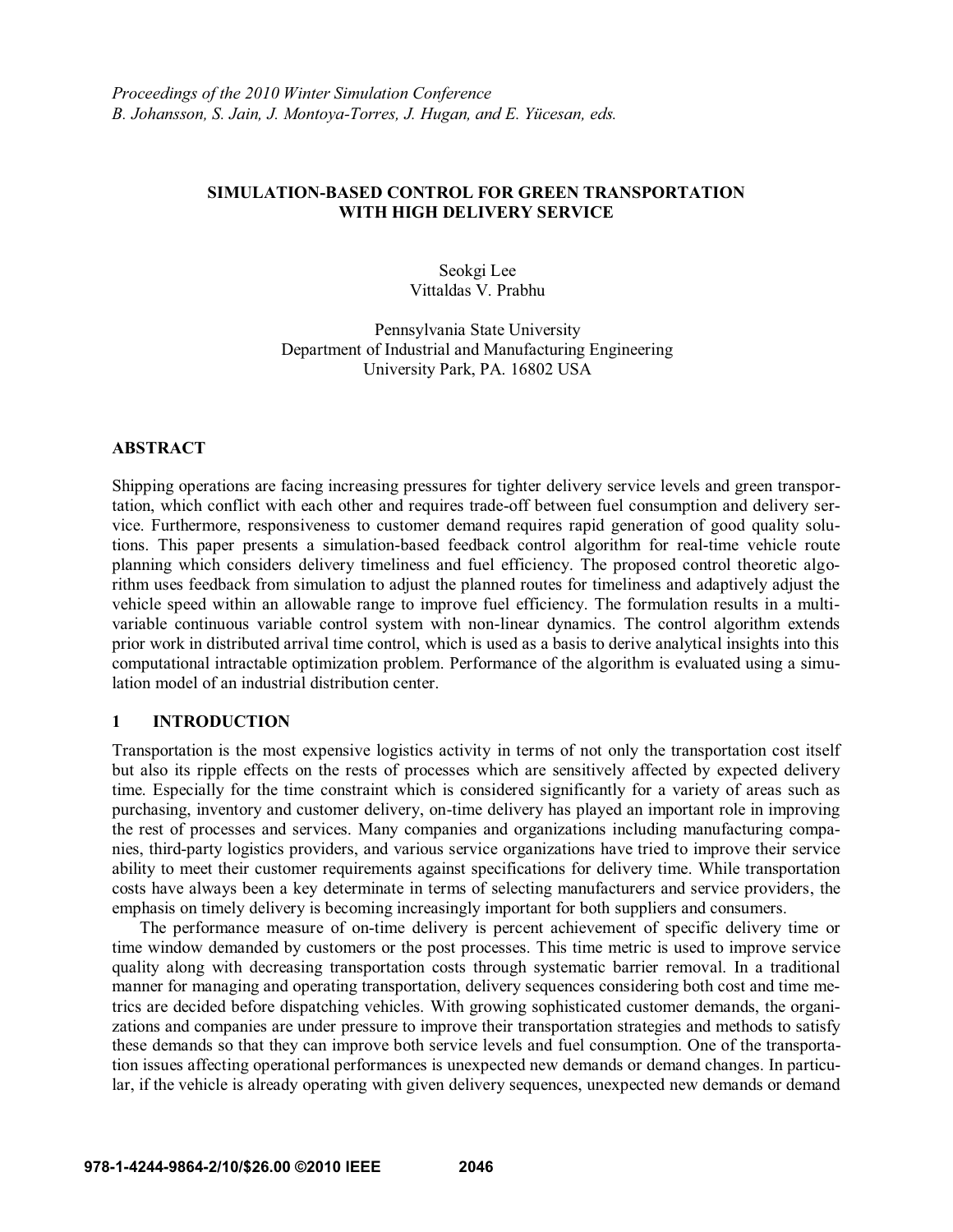*Proceedings of the 2010 Winter Simulation Conference*
*B. Johansson, S. Jain, J. Montoya-Torres, J. Hugan, and E. Yücesan, eds.*

# SIMULATION-BASED CONTROL FOR GREEN TRANSPORTATION WITH HIGH DELIVERY SERVICE

Seokgi Lee
Vittaldas V. Prabhu

Pennsylvania State University
Department of Industrial and Manufacturing Engineering
University Park, PA. 16802 USA

## ABSTRACT

Shipping operations are facing increasing pressures for tighter delivery service levels and green transportation, which conflict with each other and requires trade-off between fuel consumption and delivery service. Furthermore, responsiveness to customer demand requires rapid generation of good quality solutions. This paper presents a simulation-based feedback control algorithm for real-time vehicle route planning which considers delivery timeliness and fuel efficiency. The proposed control theoretic algorithm uses feedback from simulation to adjust the planned routes for timeliness and adaptively adjust the vehicle speed within an allowable range to improve fuel efficiency. The formulation results in a multi-variable continuous variable control system with non-linear dynamics. The control algorithm extends prior work in distributed arrival time control, which is used as a basis to derive analytical insights into this computational intractable optimization problem. Performance of the algorithm is evaluated using a simulation model of an industrial distribution center.

## 1 INTRODUCTION

Transportation is the most expensive logistics activity in terms of not only the transportation cost itself but also its ripple effects on the rests of processes which are sensitively affected by expected delivery time. Especially for the time constraint which is considered significantly for a variety of areas such as purchasing, inventory and customer delivery, on-time delivery has played an important role in improving the rest of processes and services. Many companies and organizations including manufacturing companies, third-party logistics providers, and various service organizations have tried to improve their service ability to meet their customer requirements against specifications for delivery time. While transportation costs have always been a key determinate in terms of selecting manufacturers and service providers, the emphasis on timely delivery is becoming increasingly important for both suppliers and consumers.

The performance measure of on-time delivery is percent achievement of specific delivery time or time window demanded by customers or the post processes. This time metric is used to improve service quality along with decreasing transportation costs through systematic barrier removal. In a traditional manner for managing and operating transportation, delivery sequences considering both cost and time metrics are decided before dispatching vehicles. With growing sophisticated customer demands, the organizations and companies are under pressure to improve their transportation strategies and methods to satisfy these demands so that they can improve both service levels and fuel consumption. One of the transportation issues affecting operational performances is unexpected new demands or demand changes. In particular, if the vehicle is already operating with given delivery sequences, unexpected new demands or demand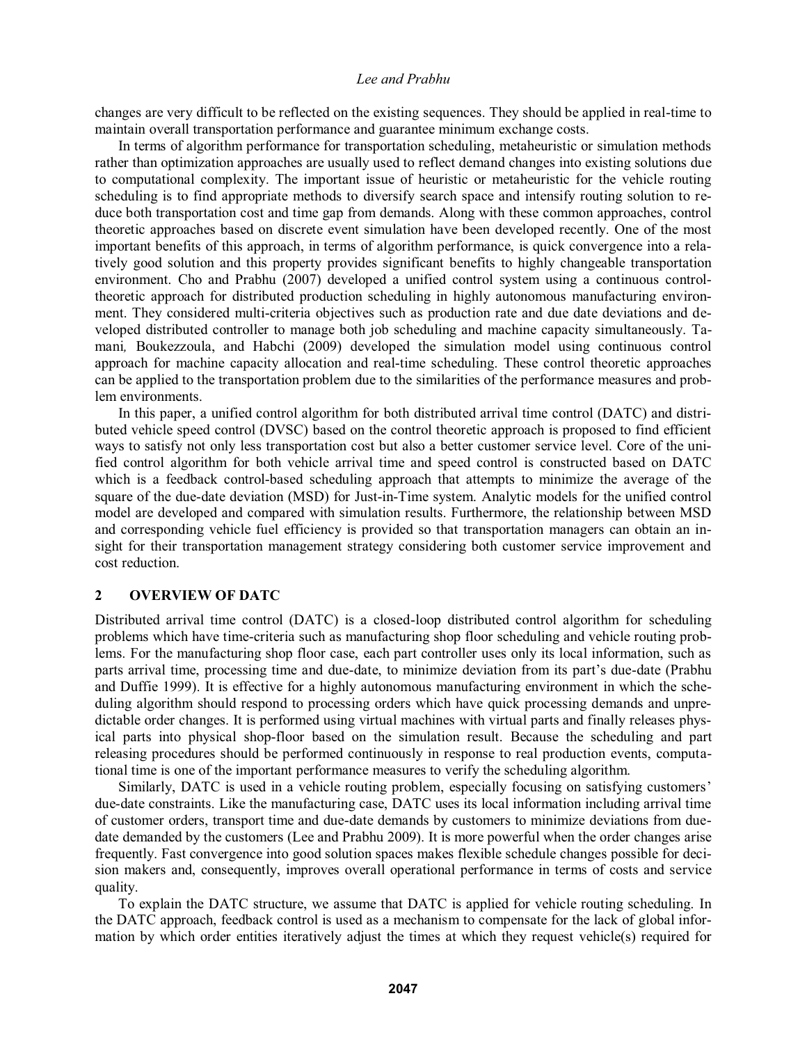changes are very difficult to be reflected on the existing sequences. They should be applied in real-time to maintain overall transportation performance and guarantee minimum exchange costs.

In terms of algorithm performance for transportation scheduling, metaheuristic or simulation methods rather than optimization approaches are usually used to reflect demand changes into existing solutions due to computational complexity. The important issue of heuristic or metaheuristic for the vehicle routing scheduling is to find appropriate methods to diversify search space and intensify routing solution to reduce both transportation cost and time gap from demands. Along with these common approaches, control theoretic approaches based on discrete event simulation have been developed recently. One of the most important benefits of this approach, in terms of algorithm performance, is quick convergence into a relatively good solution and this property provides significant benefits to highly changeable transportation environment. Cho and Prabhu (2007) developed a unified control system using a continuous control-theoretic approach for distributed production scheduling in highly autonomous manufacturing environment. They considered multi-criteria objectives such as production rate and due date deviations and developed distributed controller to manage both job scheduling and machine capacity simultaneously. Tamani, Boukezzoula, and Habchi (2009) developed the simulation model using continuous control approach for machine capacity allocation and real-time scheduling. These control theoretic approaches can be applied to the transportation problem due to the similarities of the performance measures and problem environments.

In this paper, a unified control algorithm for both distributed arrival time control (DATC) and distributed vehicle speed control (DVSC) based on the control theoretic approach is proposed to find efficient ways to satisfy not only less transportation cost but also a better customer service level. Core of the unified control algorithm for both vehicle arrival time and speed control is constructed based on DATC which is a feedback control-based scheduling approach that attempts to minimize the average of the square of the due-date deviation (MSD) for Just-in-Time system. Analytic models for the unified control model are developed and compared with simulation results. Furthermore, the relationship between MSD and corresponding vehicle fuel efficiency is provided so that transportation managers can obtain an insight for their transportation management strategy considering both customer service improvement and cost reduction.

## 2 OVERVIEW OF DATC

Distributed arrival time control (DATC) is a closed-loop distributed control algorithm for scheduling problems which have time-criteria such as manufacturing shop floor scheduling and vehicle routing problems. For the manufacturing shop floor case, each part controller uses only its local information, such as parts arrival time, processing time and due-date, to minimize deviation from its part's due-date (Prabhu and Duffie 1999). It is effective for a highly autonomous manufacturing environment in which the scheduling algorithm should respond to processing orders which have quick processing demands and unpredictable order changes. It is performed using virtual machines with virtual parts and finally releases physical parts into physical shop-floor based on the simulation result. Because the scheduling and part releasing procedures should be performed continuously in response to real production events, computational time is one of the important performance measures to verify the scheduling algorithm.

Similarly, DATC is used in a vehicle routing problem, especially focusing on satisfying customers' due-date constraints. Like the manufacturing case, DATC uses its local information including arrival time of customer orders, transport time and due-date demands by customers to minimize deviations from due-date demanded by the customers (Lee and Prabhu 2009). It is more powerful when the order changes arise frequently. Fast convergence into good solution spaces makes flexible schedule changes possible for decision makers and, consequently, improves overall operational performance in terms of costs and service quality.

To explain the DATC structure, we assume that DATC is applied for vehicle routing scheduling. In the DATC approach, feedback control is used as a mechanism to compensate for the lack of global information by which order entities iteratively adjust the times at which they request vehicle(s) required for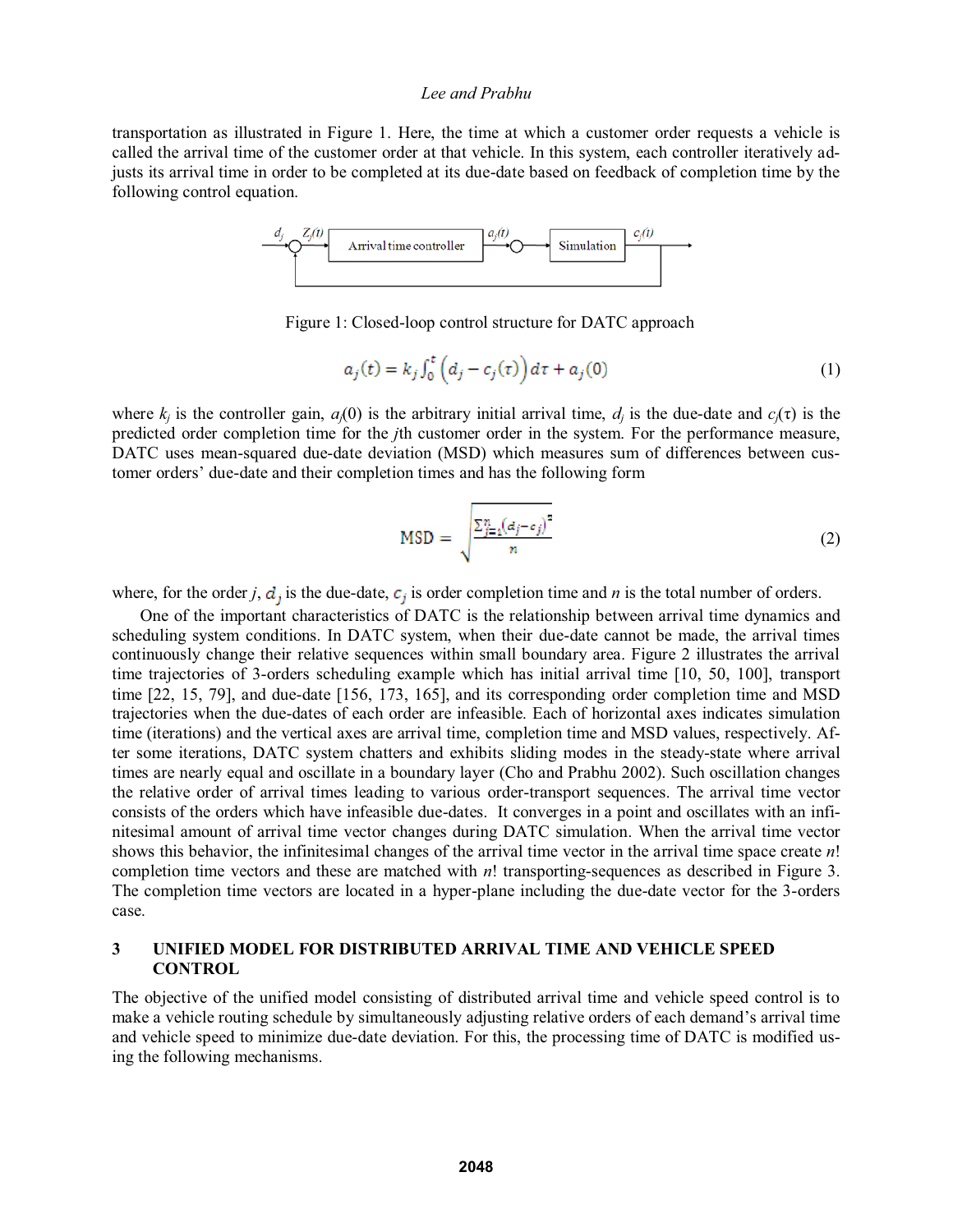transportation as illustrated in Figure 1. Here, the time at which a customer order requests a vehicle is called the arrival time of the customer order at that vehicle. In this system, each controller iteratively adjusts its arrival time in order to be completed at its due-date based on feedback of completion time by the following control equation.

Figure 1: Closed-loop control structure for DATC approach

$$a_j(t) = k_j \int_0^t \left(d_j - c_j(\tau)\right) d\tau + a_j(0) \tag{1}$$

where $k_j$ is the controller gain, $a_j(0)$ is the arbitrary initial arrival time, $d_j$ is the due-date and $c_j(\tau)$ is the predicted order completion time for the $j$th customer order in the system. For the performance measure, DATC uses mean-squared due-date deviation (MSD) which measures sum of differences between customer orders' due-date and their completion times and has the following form

$$\text{MSD} = \sqrt{\frac{\sum_{j=1}^{n}\left(d_j - c_j\right)^2}{n}} \tag{2}$$

where, for the order $j$, $d_j$ is the due-date, $c_j$ is order completion time and $n$ is the total number of orders.

One of the important characteristics of DATC is the relationship between arrival time dynamics and scheduling system conditions. In DATC system, when their due-date cannot be made, the arrival times continuously change their relative sequences within small boundary area. Figure 2 illustrates the arrival time trajectories of 3-orders scheduling example which has initial arrival time [10, 50, 100], transport time [22, 15, 79], and due-date [156, 173, 165], and its corresponding order completion time and MSD trajectories when the due-dates of each order are infeasible. Each of horizontal axes indicates simulation time (iterations) and the vertical axes are arrival time, completion time and MSD values, respectively. After some iterations, DATC system chatters and exhibits sliding modes in the steady-state where arrival times are nearly equal and oscillate in a boundary layer (Cho and Prabhu 2002). Such oscillation changes the relative order of arrival times leading to various order-transport sequences. The arrival time vector consists of the orders which have infeasible due-dates. It converges in a point and oscillates with an infinitesimal amount of arrival time vector changes during DATC simulation. When the arrival time vector shows this behavior, the infinitesimal changes of the arrival time vector in the arrival time space create $n$! completion time vectors and these are matched with $n$! transporting-sequences as described in Figure 3. The completion time vectors are located in a hyper-plane including the due-date vector for the 3-orders case.

## 3 UNIFIED MODEL FOR DISTRIBUTED ARRIVAL TIME AND VEHICLE SPEED CONTROL

The objective of the unified model consisting of distributed arrival time and vehicle speed control is to make a vehicle routing schedule by simultaneously adjusting relative orders of each demand's arrival time and vehicle speed to minimize due-date deviation. For this, the processing time of DATC is modified using the following mechanisms.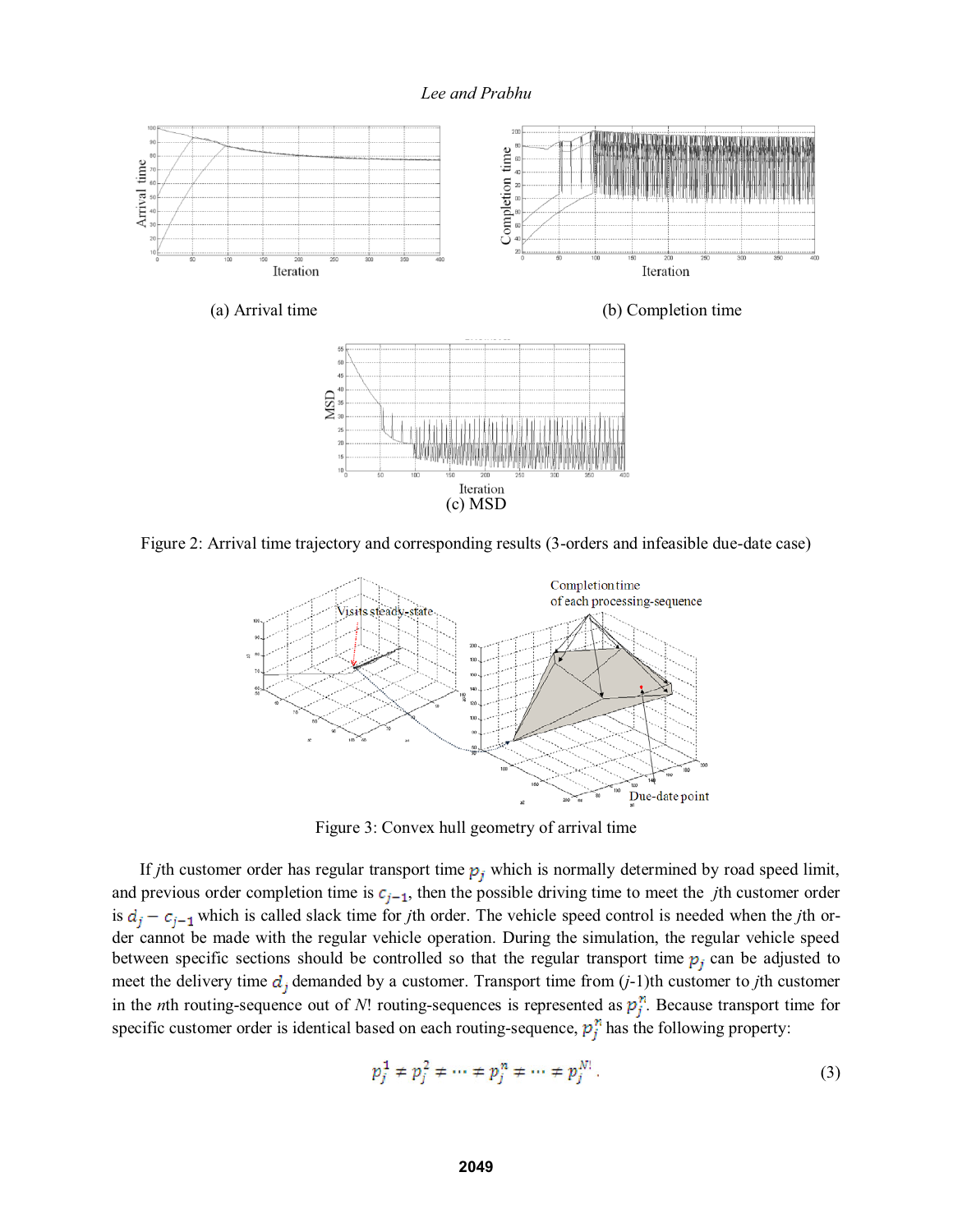(a) Arrival time

(b) Completion time

(c) MSD

Figure 2: Arrival time trajectory and corresponding results (3-orders and infeasible due-date case)

Figure 3: Convex hull geometry of arrival time

If *j*th customer order has regular transport time $p_j$ which is normally determined by road speed limit, and previous order completion time is $c_{j-1}$, then the possible driving time to meet the *j*th customer order is $d_j - c_{j-1}$ which is called slack time for *j*th order. The vehicle speed control is needed when the *j*th order cannot be made with the regular vehicle operation. During the simulation, the regular vehicle speed between specific sections should be controlled so that the regular transport time $p_j$ can be adjusted to meet the delivery time $d_j$ demanded by a customer. Transport time from (*j*-1)th customer to *j*th customer in the *n*th routing-sequence out of *N*! routing-sequences is represented as $p_j^n$. Because transport time for specific customer order is identical based on each routing-sequence, $p_j^n$ has the following property:

$$p_j^1 \neq p_j^2 \neq \cdots \neq p_j^n \neq \cdots \neq p_j^{N!}. \tag{3}$$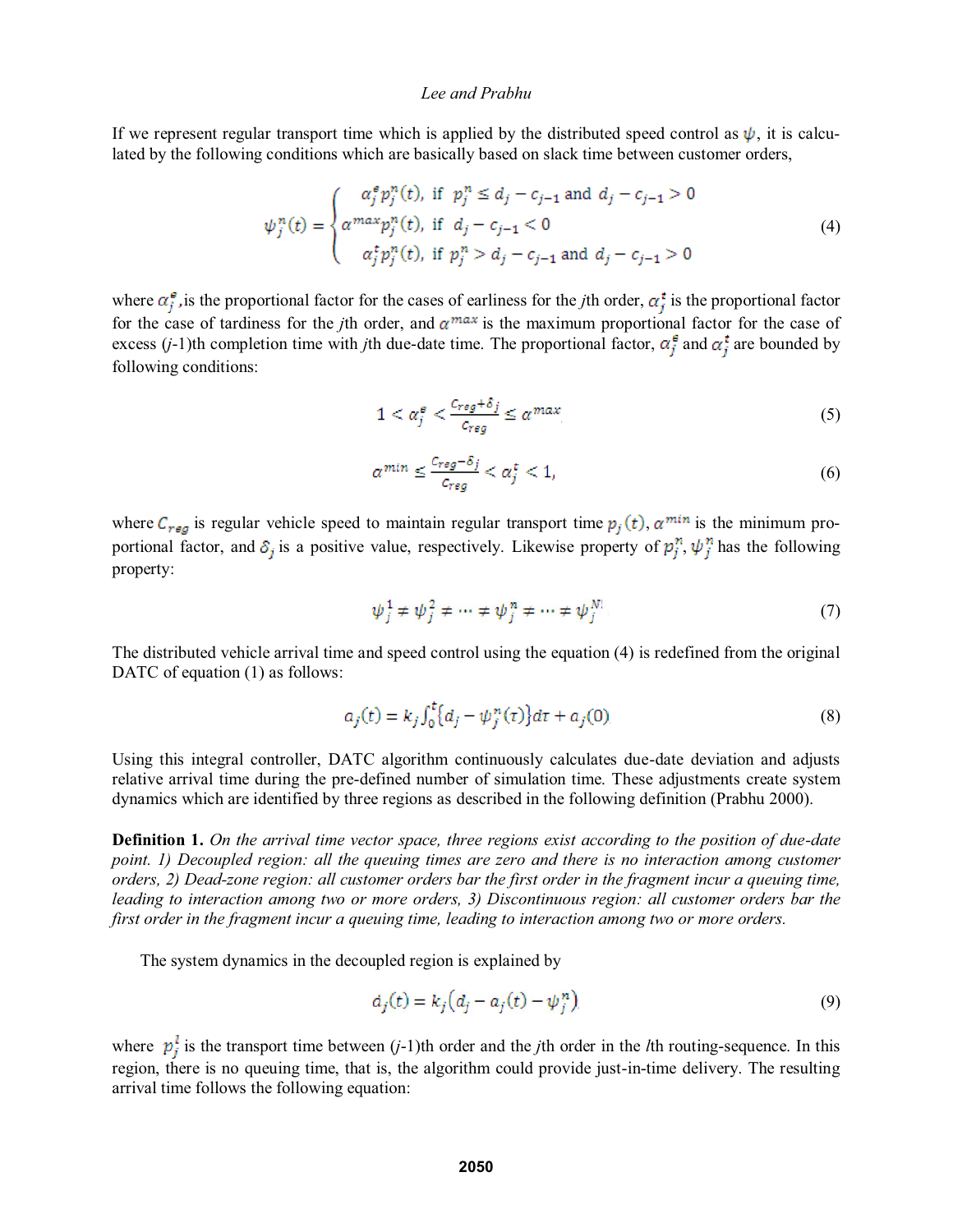If we represent regular transport time which is applied by the distributed speed control as $\psi$, it is calculated by the following conditions which are basically based on slack time between customer orders,

$$\psi_j^n(t) = \begin{cases} \alpha_j^e p_j^n(t), \text{ if } p_j^n \leq d_j - c_{j-1} \text{ and } d_j - c_{j-1} > 0 \\ \alpha^{max} p_j^n(t), \text{ if } d_j - c_{j-1} < 0 \\ \alpha_j^t p_j^n(t), \text{ if } p_j^n > d_j - c_{j-1} \text{ and } d_j - c_{j-1} > 0 \end{cases} \tag{4}$$

where $\alpha_j^e$ ,is the proportional factor for the cases of earliness for the $j$th order, $\alpha_j^t$ is the proportional factor for the case of tardiness for the $j$th order, and $\alpha^{max}$ is the maximum proportional factor for the case of excess ($j$-1)th completion time with $j$th due-date time. The proportional factor, $\alpha_j^e$ and $\alpha_j^t$ are bounded by following conditions:

$$1 < \alpha_j^e < \frac{C_{reg} + \delta_j}{C_{reg}} \leq \alpha^{max} \tag{5}$$

$$\alpha^{min} \leq \frac{C_{reg} - \delta_j}{C_{reg}} < \alpha_j^t < 1, \tag{6}$$

where $C_{reg}$ is regular vehicle speed to maintain regular transport time $p_j(t)$, $\alpha^{min}$ is the minimum proportional factor, and $\delta_j$ is a positive value, respectively. Likewise property of $p_j^n$, $\psi_j^n$ has the following property:

$$\psi_j^1 \neq \psi_j^2 \neq \cdots \neq \psi_j^n \neq \cdots \neq \psi_j^{N!} \tag{7}$$

The distributed vehicle arrival time and speed control using the equation (4) is redefined from the original DATC of equation (1) as follows:

$$a_j(t) = k_j \int_0^t \{d_j - \psi_j^n(\tau)\} d\tau + a_j(0) \tag{8}$$

Using this integral controller, DATC algorithm continuously calculates due-date deviation and adjusts relative arrival time during the pre-defined number of simulation time. These adjustments create system dynamics which are identified by three regions as described in the following definition (Prabhu 2000).

**Definition 1.** *On the arrival time vector space, three regions exist according to the position of due-date point. 1) Decoupled region: all the queuing times are zero and there is no interaction among customer orders, 2) Dead-zone region: all customer orders bar the first order in the fragment incur a queuing time, leading to interaction among two or more orders, 3) Discontinuous region: all customer orders bar the first order in the fragment incur a queuing time, leading to interaction among two or more orders.*

The system dynamics in the decoupled region is explained by

$$\dot{a}_j(t) = k_j \left(d_j - a_j(t) - \psi_j^n\right) \tag{9}$$

where $p_j^l$ is the transport time between ($j$-1)th order and the $j$th order in the $l$th routing-sequence. In this region, there is no queuing time, that is, the algorithm could provide just-in-time delivery. The resulting arrival time follows the following equation: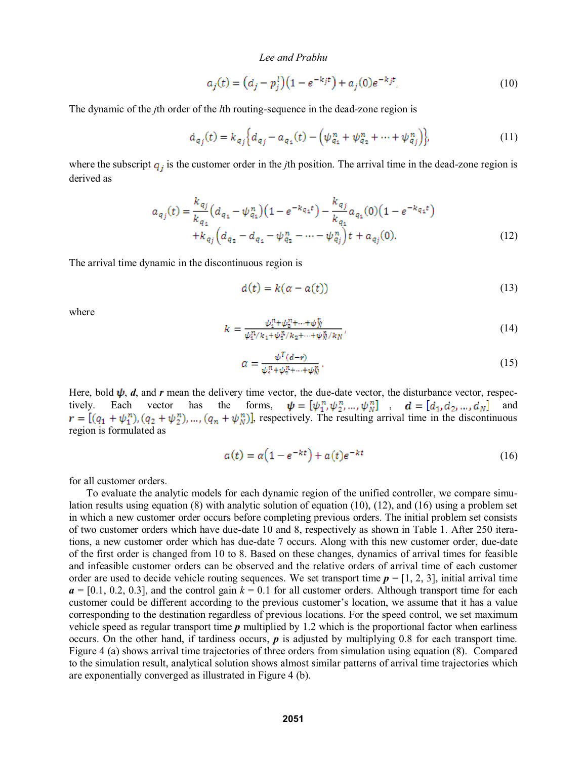$$a_j(t) = \left(d_j - p_j^l\right)\left(1 - e^{-k_j t}\right) + a_j(0)e^{-k_j t}. \tag{10}$$

The dynamic of the *j*th order of the *l*th routing-sequence in the dead-zone region is

$$\dot{a}_{q_j}(t) = k_{q_j}\left\{d_{q_j} - a_{q_1}(t) - \left(\psi_{q_1}^n + \psi_{q_2}^n + \cdots + \psi_{q_j}^n\right)\right\}, \tag{11}$$

where the subscript $q_j$ is the customer order in the *j*th position. The arrival time in the dead-zone region is derived as

$$a_{q_j}(t) = \frac{k_{q_j}}{k_{q_1}}\left(d_{q_1} - \psi_{q_1}^n\right)\left(1 - e^{-k_{q_1}t}\right) - \frac{k_{q_j}}{k_{q_1}} a_{q_1}(0)\left(1 - e^{-k_{q_1}t}\right)$$
$$+ k_{q_j}\left(d_{q_2} - d_{q_1} - \psi_{q_2}^n - \cdots - \psi_{q_j}^n\right)t + a_{q_j}(0). \tag{12}$$

The arrival time dynamic in the discontinuous region is

$$\dot{a}(t) = k(\alpha - a(t)) \tag{13}$$

where

$$k = \frac{\psi_1^n + \psi_2^n + \cdots + \psi_N^n}{\psi_1^n/k_1 + \psi_2^n/k_2 + \cdots + \psi_N^n/k_N}, \tag{14}$$

$$\alpha = \frac{\psi^T(d - r)}{\psi_1^n + \psi_2^n + \cdots + \psi_N^n}. \tag{15}$$

Here, bold $\boldsymbol{\psi}$, $\boldsymbol{d}$, and $\boldsymbol{r}$ mean the delivery time vector, the due-date vector, the disturbance vector, respectively. Each vector has the forms, $\boldsymbol{\psi} = [\psi_1^n, \psi_2^n, \ldots, \psi_N^n]$, $\boldsymbol{d} = [d_1, d_2, \ldots, d_N]$ and $\boldsymbol{r} = [(q_1 + \psi_1^n), (q_2 + \psi_2^n), \ldots, (q_n + \psi_N^n)]$, respectively. The resulting arrival time in the discontinuous region is formulated as

$$a(t) = \alpha\left(1 - e^{-kt}\right) + a(t)e^{-kt} \tag{16}$$

for all customer orders.

To evaluate the analytic models for each dynamic region of the unified controller, we compare simulation results using equation (8) with analytic solution of equation (10), (12), and (16) using a problem set in which a new customer order occurs before completing previous orders. The initial problem set consists of two customer orders which have due-date 10 and 8, respectively as shown in Table 1. After 250 iterations, a new customer order which has due-date 7 occurs. Along with this new customer order, due-date of the first order is changed from 10 to 8. Based on these changes, dynamics of arrival times for feasible and infeasible customer orders can be observed and the relative orders of arrival time of each customer order are used to decide vehicle routing sequences. We set transport time $\boldsymbol{p}$ = [1, 2, 3], initial arrival time $\boldsymbol{a}$ = [0.1, 0.2, 0.3], and the control gain $k$ = 0.1 for all customer orders. Although transport time for each customer could be different according to the previous customer's location, we assume that it has a value corresponding to the destination regardless of previous locations. For the speed control, we set maximum vehicle speed as regular transport time $\boldsymbol{p}$ multiplied by 1.2 which is the proportional factor when earliness occurs. On the other hand, if tardiness occurs, $\boldsymbol{p}$ is adjusted by multiplying 0.8 for each transport time. Figure 4 (a) shows arrival time trajectories of three orders from simulation using equation (8). Compared to the simulation result, analytical solution shows almost similar patterns of arrival time trajectories which are exponentially converged as illustrated in Figure 4 (b).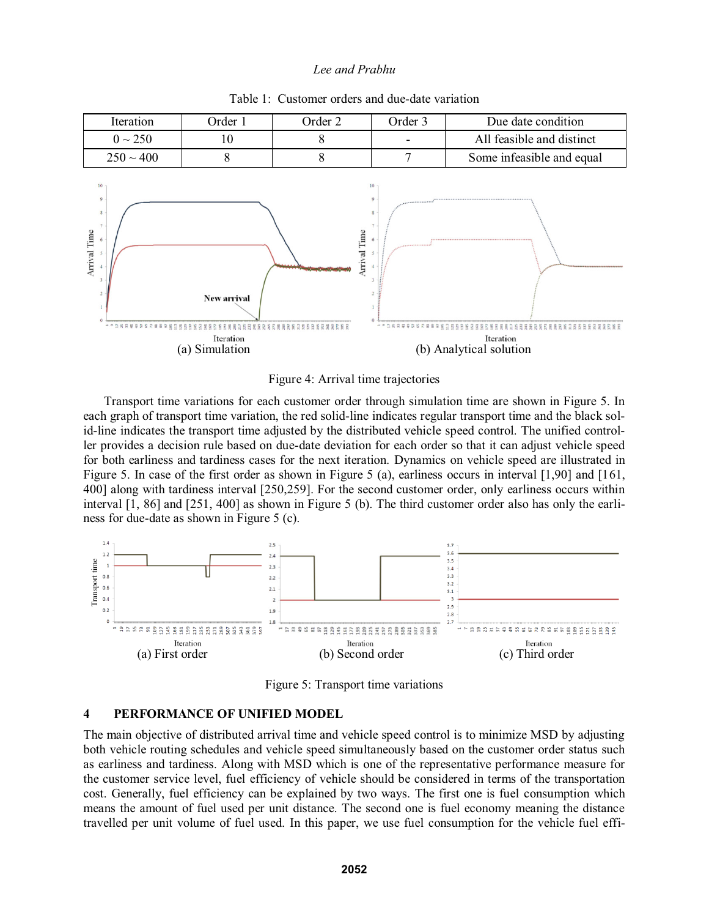Table 1: Customer orders and due-date variation

| Iteration | Order 1 | Order 2 | Order 3 | Due date condition |
|---|---|---|---|---|
| 0 ~ 250 | 10 | 8 | - | All feasible and distinct |
| 250 ~ 400 | 8 | 8 | 7 | Some infeasible and equal |

(a) Simulation

(b) Analytical solution

Figure 4: Arrival time trajectories

Transport time variations for each customer order through simulation time are shown in Figure 5. In each graph of transport time variation, the red solid-line indicates regular transport time and the black solid-line indicates the transport time adjusted by the distributed vehicle speed control. The unified controller provides a decision rule based on due-date deviation for each order so that it can adjust vehicle speed for both earliness and tardiness cases for the next iteration. Dynamics on vehicle speed are illustrated in Figure 5. In case of the first order as shown in Figure 5 (a), earliness occurs in interval [1,90] and [161, 400] along with tardiness interval [250,259]. For the second customer order, only earliness occurs within interval [1, 86] and [251, 400] as shown in Figure 5 (b). The third customer order also has only the earliness for due-date as shown in Figure 5 (c).

(a) First order

(b) Second order

(c) Third order

Figure 5: Transport time variations

## 4 PERFORMANCE OF UNIFIED MODEL

The main objective of distributed arrival time and vehicle speed control is to minimize MSD by adjusting both vehicle routing schedules and vehicle speed simultaneously based on the customer order status such as earliness and tardiness. Along with MSD which is one of the representative performance measure for the customer service level, fuel efficiency of vehicle should be considered in terms of the transportation cost. Generally, fuel efficiency can be explained by two ways. The first one is fuel consumption which means the amount of fuel used per unit distance. The second one is fuel economy meaning the distance travelled per unit volume of fuel used. In this paper, we use fuel consumption for the vehicle fuel effi-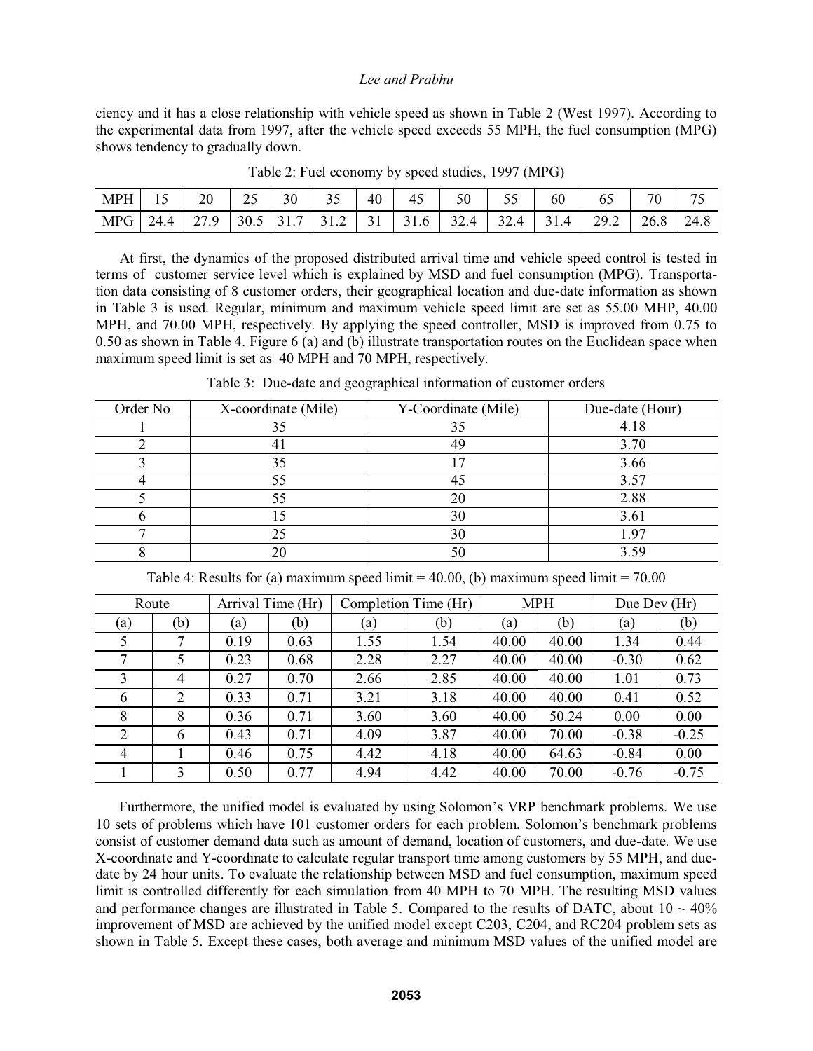ciency and it has a close relationship with vehicle speed as shown in Table 2 (West 1997). According to the experimental data from 1997, after the vehicle speed exceeds 55 MPH, the fuel consumption (MPG) shows tendency to gradually down.

Table 2: Fuel economy by speed studies, 1997 (MPG)

| MPH | 15 | 20 | 25 | 30 | 35 | 40 | 45 | 50 | 55 | 60 | 65 | 70 | 75 |
|---|---|---|---|---|---|---|---|---|---|---|---|---|---|
| MPG | 24.4 | 27.9 | 30.5 | 31.7 | 31.2 | 31 | 31.6 | 32.4 | 32.4 | 31.4 | 29.2 | 26.8 | 24.8 |

At first, the dynamics of the proposed distributed arrival time and vehicle speed control is tested in terms of customer service level which is explained by MSD and fuel consumption (MPG). Transportation data consisting of 8 customer orders, their geographical location and due-date information as shown in Table 3 is used. Regular, minimum and maximum vehicle speed limit are set as 55.00 MHP, 40.00 MPH, and 70.00 MPH, respectively. By applying the speed controller, MSD is improved from 0.75 to 0.50 as shown in Table 4. Figure 6 (a) and (b) illustrate transportation routes on the Euclidean space when maximum speed limit is set as 40 MPH and 70 MPH, respectively.

Table 3: Due-date and geographical information of customer orders

| Order No | X-coordinate (Mile) | Y-Coordinate (Mile) | Due-date (Hour) |
|---|---|---|---|
| 1 | 35 | 35 | 4.18 |
| 2 | 41 | 49 | 3.70 |
| 3 | 35 | 17 | 3.66 |
| 4 | 55 | 45 | 3.57 |
| 5 | 55 | 20 | 2.88 |
| 6 | 15 | 30 | 3.61 |
| 7 | 25 | 30 | 1.97 |
| 8 | 20 | 50 | 3.59 |

Table 4: Results for (a) maximum speed limit = 40.00, (b) maximum speed limit = 70.00

| Route | | Arrival Time (Hr) | | Completion Time (Hr) | | MPH | | Due Dev (Hr) | |
|---|---|---|---|---|---|---|---|---|---|
| (a) | (b) | (a) | (b) | (a) | (b) | (a) | (b) | (a) | (b) |
| 5 | 7 | 0.19 | 0.63 | 1.55 | 1.54 | 40.00 | 40.00 | 1.34 | 0.44 |
| 7 | 5 | 0.23 | 0.68 | 2.28 | 2.27 | 40.00 | 40.00 | -0.30 | 0.62 |
| 3 | 4 | 0.27 | 0.70 | 2.66 | 2.85 | 40.00 | 40.00 | 1.01 | 0.73 |
| 6 | 2 | 0.33 | 0.71 | 3.21 | 3.18 | 40.00 | 40.00 | 0.41 | 0.52 |
| 8 | 8 | 0.36 | 0.71 | 3.60 | 3.60 | 40.00 | 50.24 | 0.00 | 0.00 |
| 2 | 6 | 0.43 | 0.71 | 4.09 | 3.87 | 40.00 | 70.00 | -0.38 | -0.25 |
| 4 | 1 | 0.46 | 0.75 | 4.42 | 4.18 | 40.00 | 64.63 | -0.84 | 0.00 |
| 1 | 3 | 0.50 | 0.77 | 4.94 | 4.42 | 40.00 | 70.00 | -0.76 | -0.75 |

Furthermore, the unified model is evaluated by using Solomon's VRP benchmark problems. We use 10 sets of problems which have 101 customer orders for each problem. Solomon's benchmark problems consist of customer demand data such as amount of demand, location of customers, and due-date. We use X-coordinate and Y-coordinate to calculate regular transport time among customers by 55 MPH, and due-date by 24 hour units. To evaluate the relationship between MSD and fuel consumption, maximum speed limit is controlled differently for each simulation from 40 MPH to 70 MPH. The resulting MSD values and performance changes are illustrated in Table 5. Compared to the results of DATC, about 10 ~ 40% improvement of MSD are achieved by the unified model except C203, C204, and RC204 problem sets as shown in Table 5. Except these cases, both average and minimum MSD values of the unified model are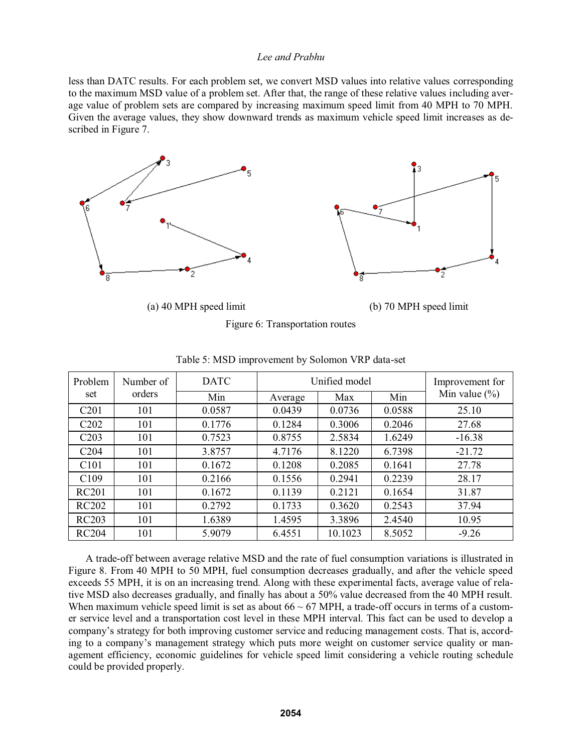less than DATC results. For each problem set, we convert MSD values into relative values corresponding to the maximum MSD value of a problem set. After that, the range of these relative values including average value of problem sets are compared by increasing maximum speed limit from 40 MPH to 70 MPH. Given the average values, they show downward trends as maximum vehicle speed limit increases as described in Figure 7.

(a) 40 MPH speed limit (b) 70 MPH speed limit

Figure 6: Transportation routes

Table 5: MSD improvement by Solomon VRP data-set

| Problem set | Number of orders | DATC | Unified model | | | Improvement for Min value (%) |
|---|---|---|---|---|---|---|
| | | Min | Average | Max | Min | |
| C201 | 101 | 0.0587 | 0.0439 | 0.0736 | 0.0588 | 25.10 |
| C202 | 101 | 0.1776 | 0.1284 | 0.3006 | 0.2046 | 27.68 |
| C203 | 101 | 0.7523 | 0.8755 | 2.5834 | 1.6249 | -16.38 |
| C204 | 101 | 3.8757 | 4.7176 | 8.1220 | 6.7398 | -21.72 |
| C101 | 101 | 0.1672 | 0.1208 | 0.2085 | 0.1641 | 27.78 |
| C109 | 101 | 0.2166 | 0.1556 | 0.2941 | 0.2239 | 28.17 |
| RC201 | 101 | 0.1672 | 0.1139 | 0.2121 | 0.1654 | 31.87 |
| RC202 | 101 | 0.2792 | 0.1733 | 0.3620 | 0.2543 | 37.94 |
| RC203 | 101 | 1.6389 | 1.4595 | 3.3896 | 2.4540 | 10.95 |
| RC204 | 101 | 5.9079 | 6.4551 | 10.1023 | 8.5052 | -9.26 |

A trade-off between average relative MSD and the rate of fuel consumption variations is illustrated in Figure 8. From 40 MPH to 50 MPH, fuel consumption decreases gradually, and after the vehicle speed exceeds 55 MPH, it is on an increasing trend. Along with these experimental facts, average value of relative MSD also decreases gradually, and finally has about a 50% value decreased from the 40 MPH result. When maximum vehicle speed limit is set as about 66 ~ 67 MPH, a trade-off occurs in terms of a customer service level and a transportation cost level in these MPH interval. This fact can be used to develop a company's strategy for both improving customer service and reducing management costs. That is, according to a company's management strategy which puts more weight on customer service quality or management efficiency, economic guidelines for vehicle speed limit considering a vehicle routing schedule could be provided properly.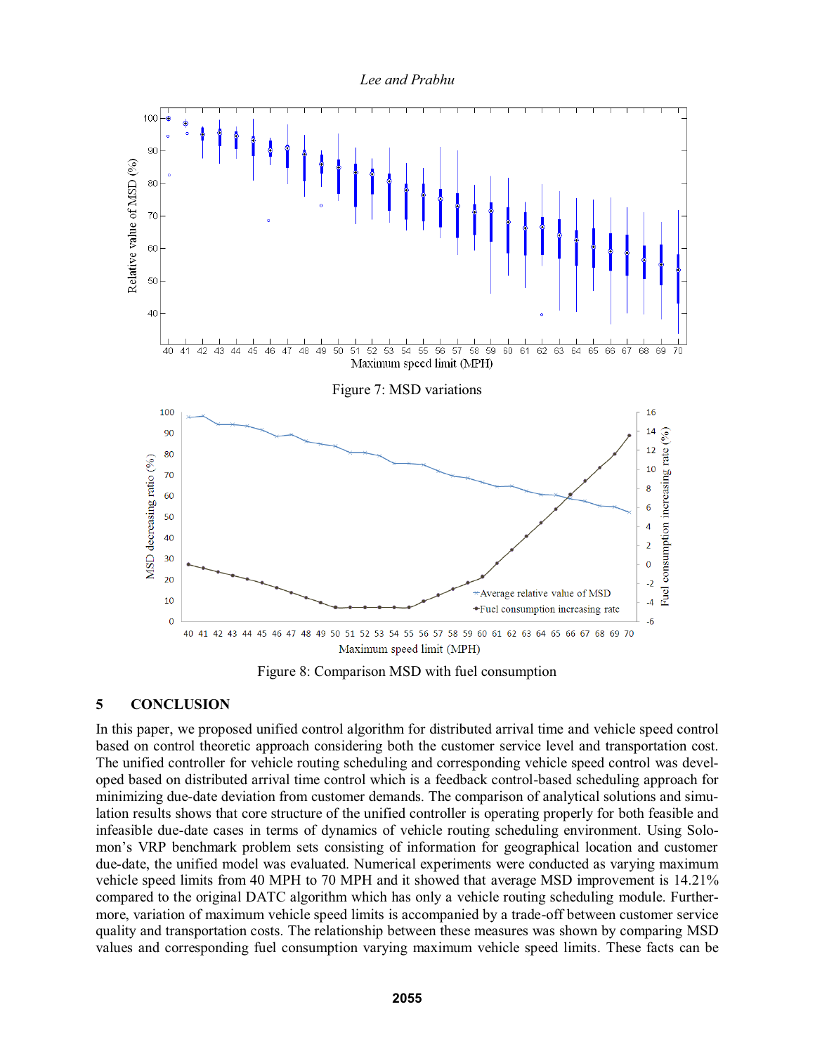Figure 7: MSD variations

Figure 8: Comparison MSD with fuel consumption

## 5 CONCLUSION

In this paper, we proposed unified control algorithm for distributed arrival time and vehicle speed control based on control theoretic approach considering both the customer service level and transportation cost. The unified controller for vehicle routing scheduling and corresponding vehicle speed control was developed based on distributed arrival time control which is a feedback control-based scheduling approach for minimizing due-date deviation from customer demands. The comparison of analytical solutions and simulation results shows that core structure of the unified controller is operating properly for both feasible and infeasible due-date cases in terms of dynamics of vehicle routing scheduling environment. Using Solomon's VRP benchmark problem sets consisting of information for geographical location and customer due-date, the unified model was evaluated. Numerical experiments were conducted as varying maximum vehicle speed limits from 40 MPH to 70 MPH and it showed that average MSD improvement is 14.21% compared to the original DATC algorithm which has only a vehicle routing scheduling module. Furthermore, variation of maximum vehicle speed limits is accompanied by a trade-off between customer service quality and transportation costs. The relationship between these measures was shown by comparing MSD values and corresponding fuel consumption varying maximum vehicle speed limits. These facts can be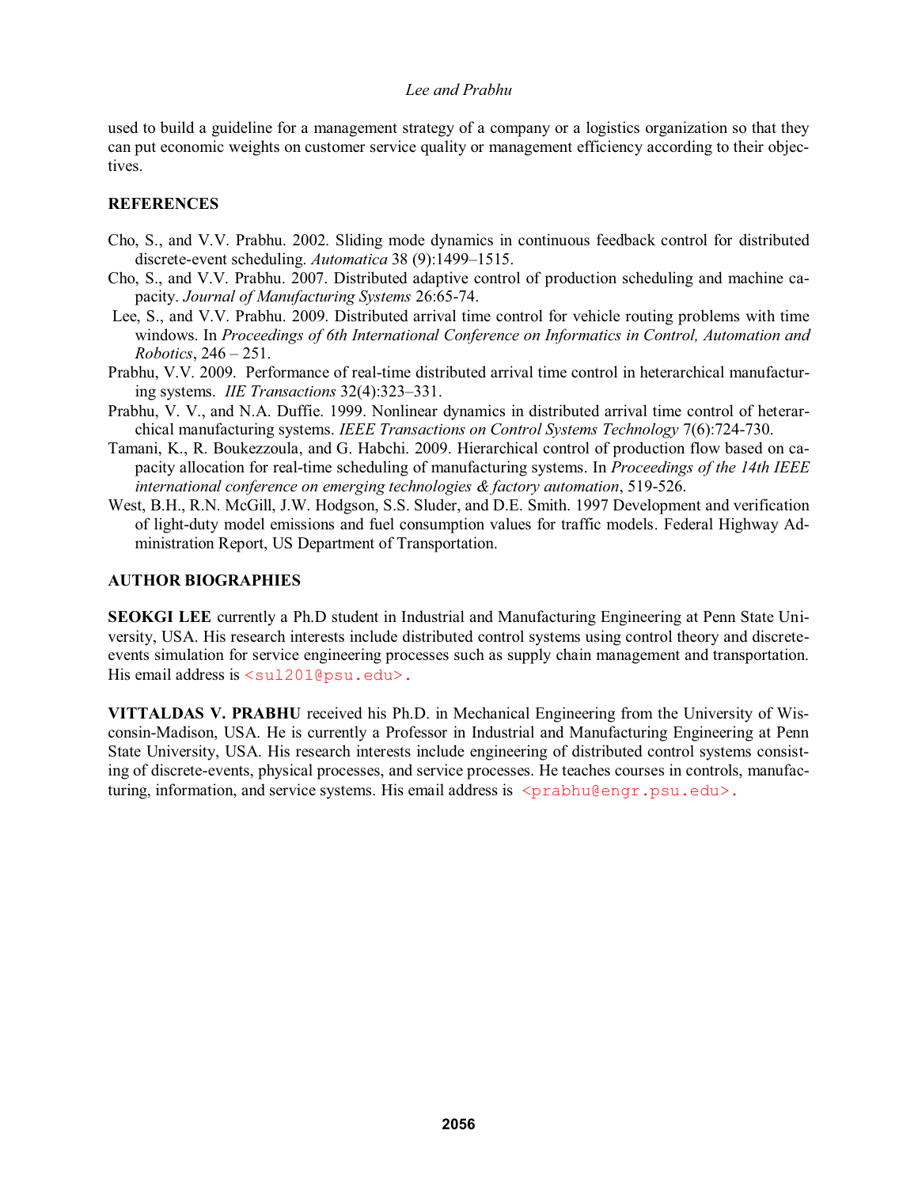used to build a guideline for a management strategy of a company or a logistics organization so that they can put economic weights on customer service quality or management efficiency according to their objectives.

## REFERENCES

Cho, S., and V.V. Prabhu. 2002. Sliding mode dynamics in continuous feedback control for distributed discrete-event scheduling. *Automatica* 38 (9):1499–1515.

Cho, S., and V.V. Prabhu. 2007. Distributed adaptive control of production scheduling and machine capacity. *Journal of Manufacturing Systems* 26:65-74.

Lee, S., and V.V. Prabhu. 2009. Distributed arrival time control for vehicle routing problems with time windows. In *Proceedings of 6th International Conference on Informatics in Control, Automation and Robotics*, 246 – 251.

Prabhu, V.V. 2009. Performance of real-time distributed arrival time control in heterarchical manufacturing systems. *IIE Transactions* 32(4):323–331.

Prabhu, V. V., and N.A. Duffie. 1999. Nonlinear dynamics in distributed arrival time control of heterarchical manufacturing systems. *IEEE Transactions on Control Systems Technology* 7(6):724-730.

Tamani, K., R. Boukezzoula, and G. Habchi. 2009. Hierarchical control of production flow based on capacity allocation for real-time scheduling of manufacturing systems. In *Proceedings of the 14th IEEE international conference on emerging technologies & factory automation*, 519-526.

West, B.H., R.N. McGill, J.W. Hodgson, S.S. Sluder, and D.E. Smith. 1997 Development and verification of light-duty model emissions and fuel consumption values for traffic models. Federal Highway Administration Report, US Department of Transportation.

## AUTHOR BIOGRAPHIES

**SEOKGI LEE** currently a Ph.D student in Industrial and Manufacturing Engineering at Penn State University, USA. His research interests include distributed control systems using control theory and discrete-events simulation for service engineering processes such as supply chain management and transportation. His email address is <sul201@psu.edu>.

**VITTALDAS V. PRABHU** received his Ph.D. in Mechanical Engineering from the University of Wisconsin-Madison, USA. He is currently a Professor in Industrial and Manufacturing Engineering at Penn State University, USA. His research interests include engineering of distributed control systems consisting of discrete-events, physical processes, and service processes. He teaches courses in controls, manufacturing, information, and service systems. His email address is <prabhu@engr.psu.edu>.